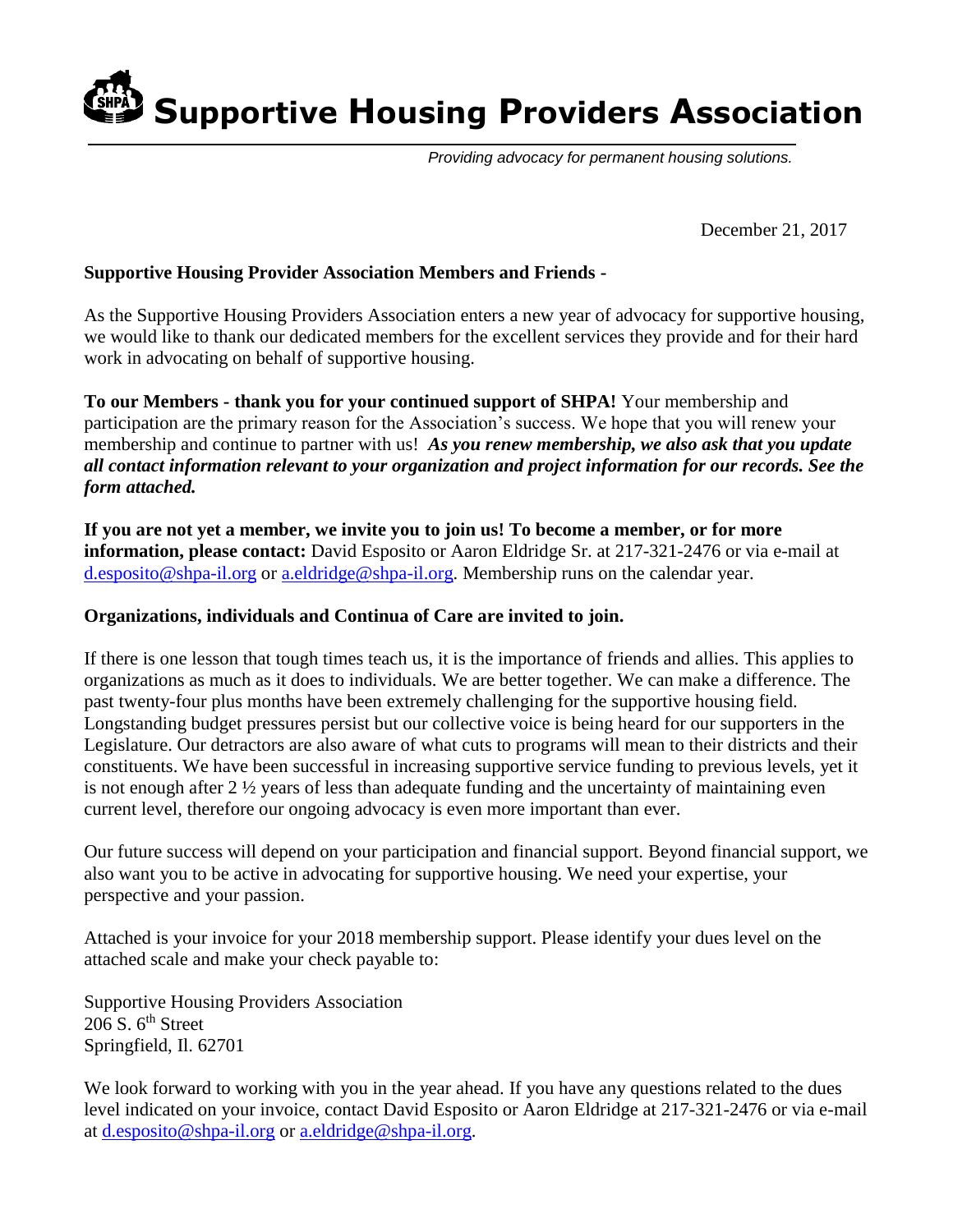# Supportive Housing Providers Association

*Providing advocacy for permanent housing solutions.*

December 21, 2017

**Supportive Housing Provider Association Members and Friends -**

As the Supportive Housing Providers Association enters a new year of advocacy for supportive housing, we would like to thank our dedicated members for the excellent services they provide and for their hard work in advocating on behalf of supportive housing.

**To our Members - thank you for your continued support of SHPA!** Your membership and participation are the primary reason for the Association's success. We hope that you will renew your membership and continue to partner with us! ***As you renew membership, we also ask that you update all contact information relevant to your organization and project information for our records. See the form attached.***

**If you are not yet a member, we invite you to join us! To become a member, or for more information, please contact:** David Esposito or Aaron Eldridge Sr. at 217-321-2476 or via e-mail at d.esposito@shpa-il.org or a.eldridge@shpa-il.org. Membership runs on the calendar year.

**Organizations, individuals and Continua of Care are invited to join.**

If there is one lesson that tough times teach us, it is the importance of friends and allies. This applies to organizations as much as it does to individuals. We are better together. We can make a difference. The past twenty-four plus months have been extremely challenging for the supportive housing field. Longstanding budget pressures persist but our collective voice is being heard for our supporters in the Legislature. Our detractors are also aware of what cuts to programs will mean to their districts and their constituents. We have been successful in increasing supportive service funding to previous levels, yet it is not enough after 2 ½ years of less than adequate funding and the uncertainty of maintaining even current level, therefore our ongoing advocacy is even more important than ever.

Our future success will depend on your participation and financial support. Beyond financial support, we also want you to be active in advocating for supportive housing. We need your expertise, your perspective and your passion.

Attached is your invoice for your 2018 membership support. Please identify your dues level on the attached scale and make your check payable to:

Supportive Housing Providers Association
206 S. 6th Street
Springfield, Il. 62701

We look forward to working with you in the year ahead. If you have any questions related to the dues level indicated on your invoice, contact David Esposito or Aaron Eldridge at 217-321-2476 or via e-mail at d.esposito@shpa-il.org or a.eldridge@shpa-il.org.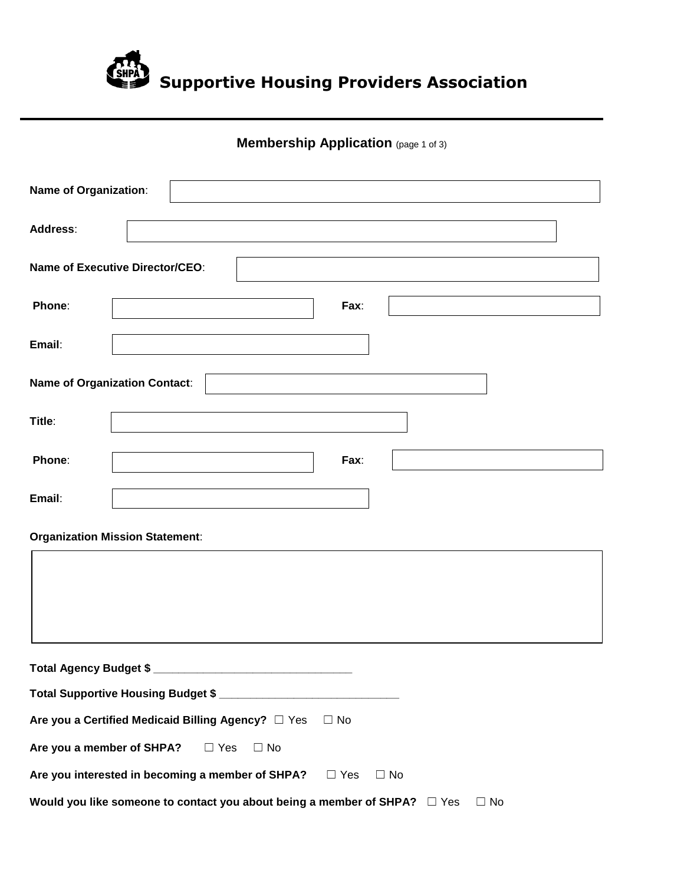# Supportive Housing Providers Association

## Membership Application (page 1 of 3)

**Name of Organization**:

**Address**:

**Name of Executive Director/CEO**:

**Phone**: **Fax**:

**Email**:

**Name of Organization Contact**:

**Title**:

**Phone**: **Fax**:

**Email**:

**Organization Mission Statement**:

**Total Agency Budget $** ________________________________

**Total Supportive Housing Budget $** ____________________________

**Are you a Certified Medicaid Billing Agency?** ☐ Yes ☐ No

**Are you a member of SHPA?** ☐ Yes ☐ No

**Are you interested in becoming a member of SHPA?** ☐ Yes ☐ No

**Would you like someone to contact you about being a member of SHPA?** ☐ Yes ☐ No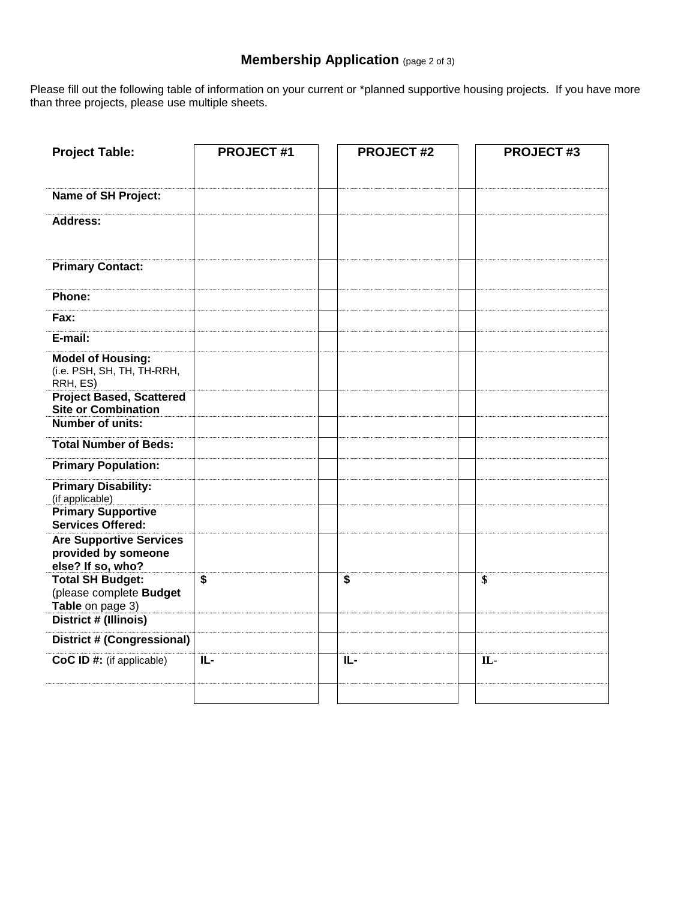## Membership Application (page 2 of 3)

Please fill out the following table of information on your current or *planned supportive housing projects. If you have more than three projects, please use multiple sheets.

| Project Table: | PROJECT #1 | PROJECT #2 | PROJECT #3 |
|---|---|---|---|
| **Name of SH Project:** | | | |
| **Address:** | | | |
| **Primary Contact:** | | | |
| **Phone:** | | | |
| **Fax:** | | | |
| **E-mail:** | | | |
| **Model of Housing:** (i.e. PSH, SH, TH, TH-RRH, RRH, ES) | | | |
| **Project Based, Scattered Site or Combination** | | | |
| **Number of units:** | | | |
| **Total Number of Beds:** | | | |
| **Primary Population:** | | | |
| **Primary Disability:** (if applicable) | | | |
| **Primary Supportive Services Offered:** | | | |
| **Are Supportive Services provided by someone else? If so, who?** | | | |
| **Total SH Budget:** (please complete **Budget Table** on page 3) | **$** | **$** | **$** |
| **District # (Illinois)** | | | |
| **District # (Congressional)** | | | |
| **CoC ID #:** (if applicable) | **IL-** | **IL-** | **IL-** |
| | | | |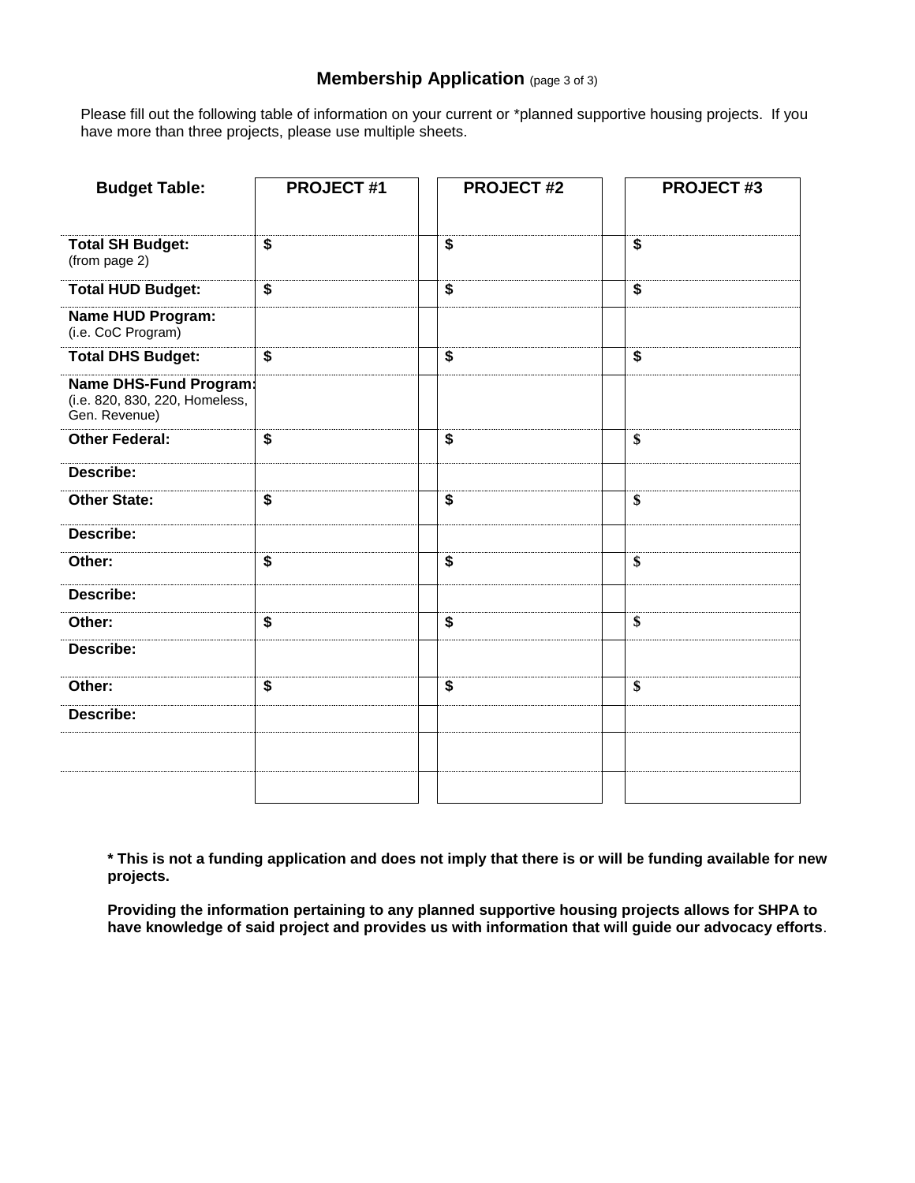# Membership Application (page 3 of 3)

Please fill out the following table of information on your current or *planned supportive housing projects. If you have more than three projects, please use multiple sheets.

| **Budget Table:** | **PROJECT #1** | **PROJECT #2** | **PROJECT #3** |
|---|---|---|---|
| **Total SH Budget:** (from page 2) | **$** | **$** | **$** |
| **Total HUD Budget:** | **$** | **$** | **$** |
| **Name HUD Program:** (i.e. CoC Program) | | | |
| **Total DHS Budget:** | **$** | **$** | **$** |
| **Name DHS-Fund Program:** (i.e. 820, 830, 220, Homeless, Gen. Revenue) | | | |
| **Other Federal:** | **$** | **$** | **$** |
| **Describe:** | | | |
| **Other State:** | **$** | **$** | **$** |
| **Describe:** | | | |
| **Other:** | **$** | **$** | **$** |
| **Describe:** | | | |
| **Other:** | **$** | **$** | **$** |
| **Describe:** | | | |
| **Other:** | **$** | **$** | **$** |
| **Describe:** | | | |
| | | | |
| | | | |

**\* This is not a funding application and does not imply that there is or will be funding available for new projects.**

**Providing the information pertaining to any planned supportive housing projects allows for SHPA to have knowledge of said project and provides us with information that will guide our advocacy efforts**.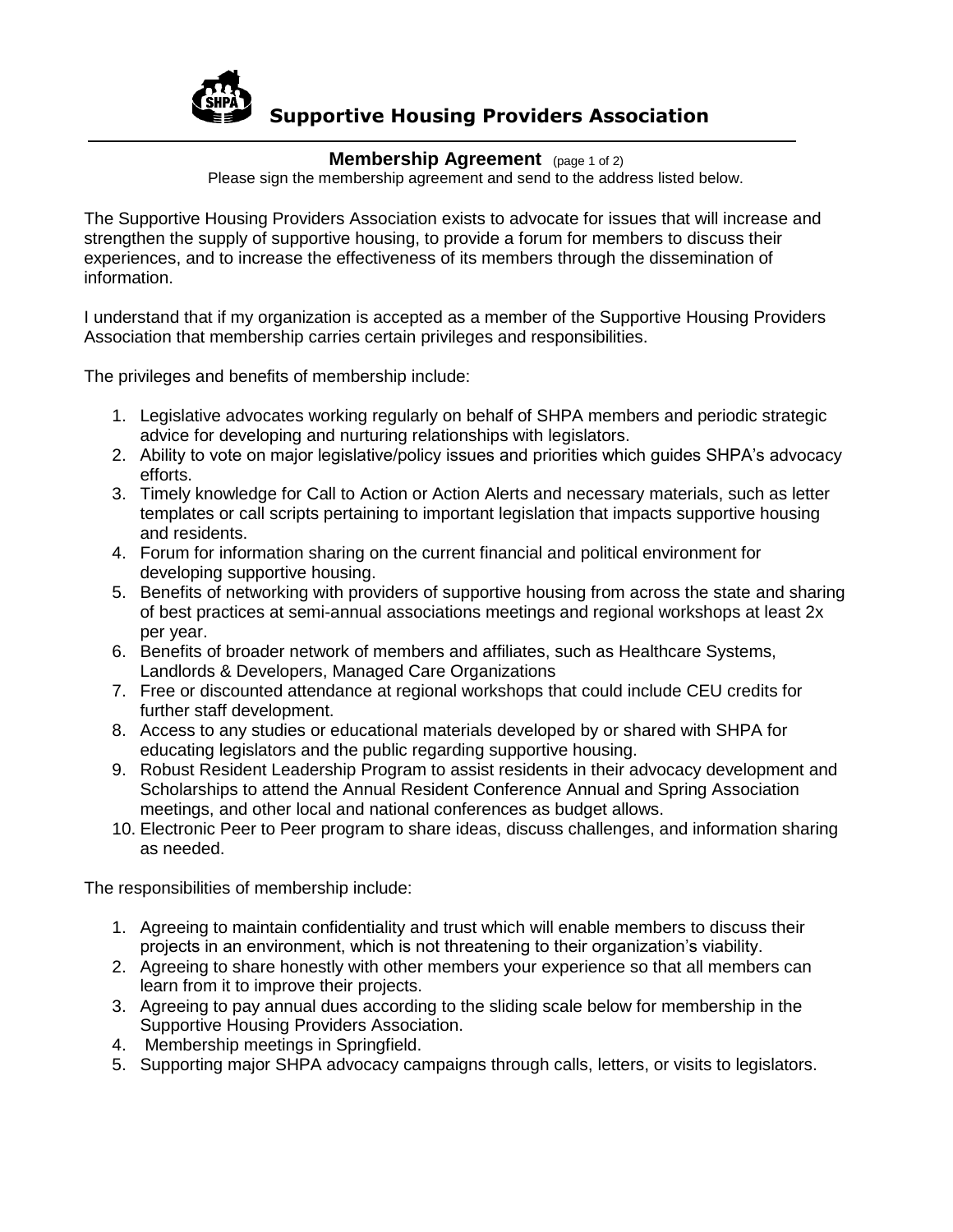# Supportive Housing Providers Association

## Membership Agreement (page 1 of 2)

Please sign the membership agreement and send to the address listed below.

The Supportive Housing Providers Association exists to advocate for issues that will increase and strengthen the supply of supportive housing, to provide a forum for members to discuss their experiences, and to increase the effectiveness of its members through the dissemination of information.

I understand that if my organization is accepted as a member of the Supportive Housing Providers Association that membership carries certain privileges and responsibilities.

The privileges and benefits of membership include:

1. Legislative advocates working regularly on behalf of SHPA members and periodic strategic advice for developing and nurturing relationships with legislators.
2. Ability to vote on major legislative/policy issues and priorities which guides SHPA's advocacy efforts.
3. Timely knowledge for Call to Action or Action Alerts and necessary materials, such as letter templates or call scripts pertaining to important legislation that impacts supportive housing and residents.
4. Forum for information sharing on the current financial and political environment for developing supportive housing.
5. Benefits of networking with providers of supportive housing from across the state and sharing of best practices at semi-annual associations meetings and regional workshops at least 2x per year.
6. Benefits of broader network of members and affiliates, such as Healthcare Systems, Landlords & Developers, Managed Care Organizations
7. Free or discounted attendance at regional workshops that could include CEU credits for further staff development.
8. Access to any studies or educational materials developed by or shared with SHPA for educating legislators and the public regarding supportive housing.
9. Robust Resident Leadership Program to assist residents in their advocacy development and Scholarships to attend the Annual Resident Conference Annual and Spring Association meetings, and other local and national conferences as budget allows.
10. Electronic Peer to Peer program to share ideas, discuss challenges, and information sharing as needed.

The responsibilities of membership include:

1. Agreeing to maintain confidentiality and trust which will enable members to discuss their projects in an environment, which is not threatening to their organization's viability.
2. Agreeing to share honestly with other members your experience so that all members can learn from it to improve their projects.
3. Agreeing to pay annual dues according to the sliding scale below for membership in the Supportive Housing Providers Association.
4. Membership meetings in Springfield.
5. Supporting major SHPA advocacy campaigns through calls, letters, or visits to legislators.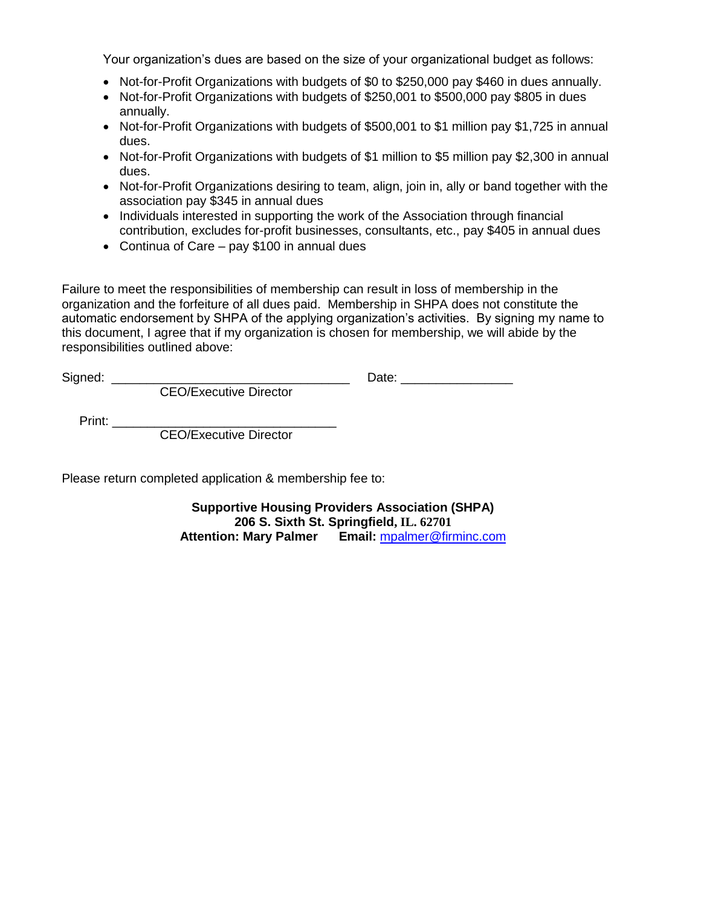Your organization's dues are based on the size of your organizational budget as follows:

- Not-for-Profit Organizations with budgets of $0 to $250,000 pay $460 in dues annually.
- Not-for-Profit Organizations with budgets of $250,001 to $500,000 pay $805 in dues annually.
- Not-for-Profit Organizations with budgets of $500,001 to $1 million pay $1,725 in annual dues.
- Not-for-Profit Organizations with budgets of $1 million to $5 million pay $2,300 in annual dues.
- Not-for-Profit Organizations desiring to team, align, join in, ally or band together with the association pay $345 in annual dues
- Individuals interested in supporting the work of the Association through financial contribution, excludes for-profit businesses, consultants, etc., pay $405 in annual dues
- Continua of Care – pay $100 in annual dues

Failure to meet the responsibilities of membership can result in loss of membership in the organization and the forfeiture of all dues paid. Membership in SHPA does not constitute the automatic endorsement by SHPA of the applying organization's activities. By signing my name to this document, I agree that if my organization is chosen for membership, we will abide by the responsibilities outlined above:

Signed: _________________________________ Date: _______________
CEO/Executive Director

Print: _______________________________
CEO/Executive Director

Please return completed application & membership fee to:

**Supportive Housing Providers Association (SHPA)**
**206 S. Sixth St. Springfield, IL. 62701**
**Attention: Mary Palmer** **Email:** mpalmer@firminc.com